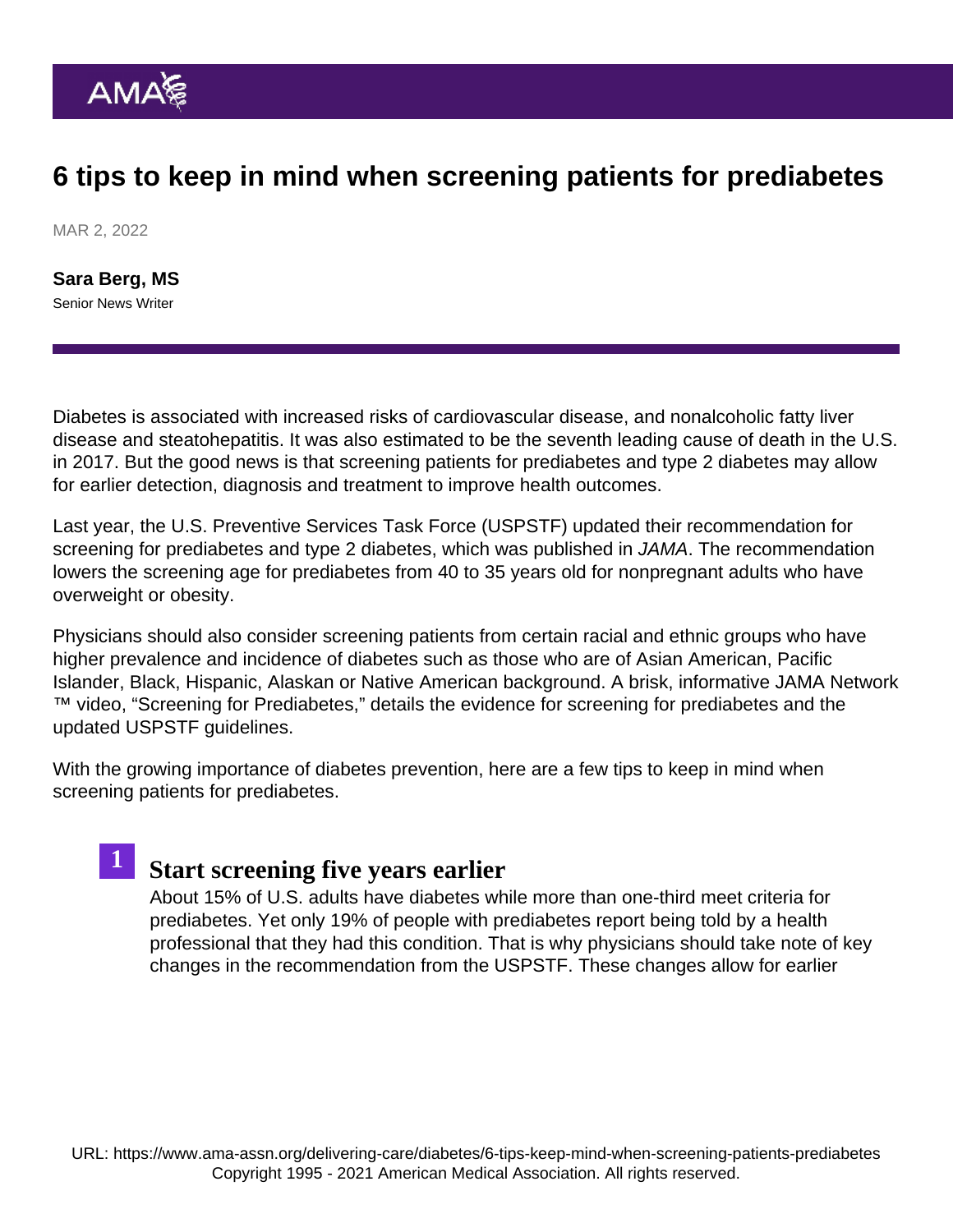# 6 tips to keep in mind when screening patients for prediabetes

MAR 2, 2022

**Sara Berg, MS**
Senior News Writer

Diabetes is associated with increased risks of cardiovascular disease, and nonalcoholic fatty liver disease and steatohepatitis. It was also estimated to be the seventh leading cause of death in the U.S. in 2017. But the good news is that screening patients for prediabetes and type 2 diabetes may allow for earlier detection, diagnosis and treatment to improve health outcomes.

Last year, the U.S. Preventive Services Task Force (USPSTF) updated their recommendation for screening for prediabetes and type 2 diabetes, which was published in *JAMA*. The recommendation lowers the screening age for prediabetes from 40 to 35 years old for nonpregnant adults who have overweight or obesity.

Physicians should also consider screening patients from certain racial and ethnic groups who have higher prevalence and incidence of diabetes such as those who are of Asian American, Pacific Islander, Black, Hispanic, Alaskan or Native American background. A brisk, informative JAMA Network ™ video, "Screening for Prediabetes," details the evidence for screening for prediabetes and the updated USPSTF guidelines.

With the growing importance of diabetes prevention, here are a few tips to keep in mind when screening patients for prediabetes.

## 1 Start screening five years earlier

About 15% of U.S. adults have diabetes while more than one-third meet criteria for prediabetes. Yet only 19% of people with prediabetes report being told by a health professional that they had this condition. That is why physicians should take note of key changes in the recommendation from the USPSTF. These changes allow for earlier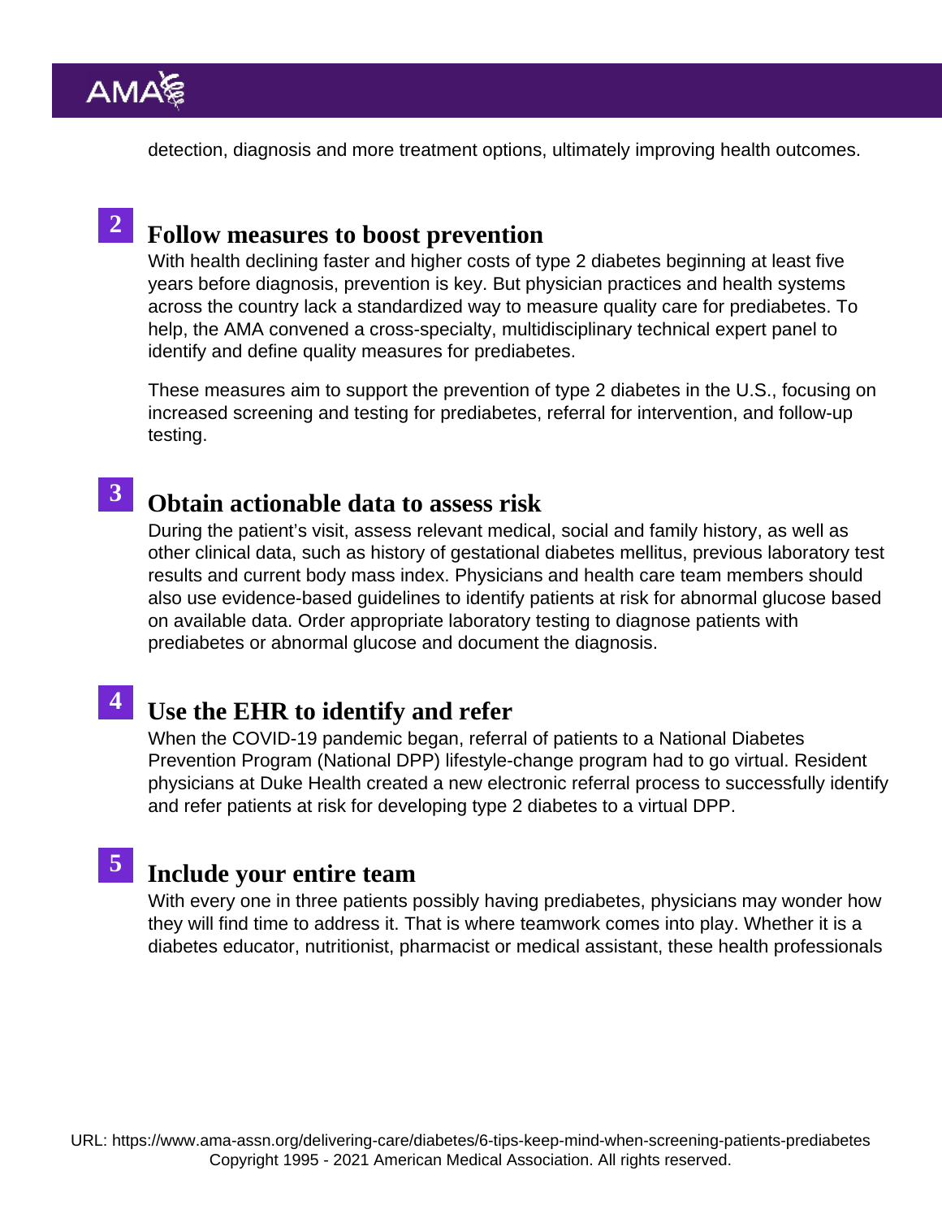detection, diagnosis and more treatment options, ultimately improving health outcomes.

## 2 Follow measures to boost prevention

With health declining faster and higher costs of type 2 diabetes beginning at least five years before diagnosis, prevention is key. But physician practices and health systems across the country lack a standardized way to measure quality care for prediabetes. To help, the AMA convened a cross-specialty, multidisciplinary technical expert panel to identify and define quality measures for prediabetes.

These measures aim to support the prevention of type 2 diabetes in the U.S., focusing on increased screening and testing for prediabetes, referral for intervention, and follow-up testing.

## 3 Obtain actionable data to assess risk

During the patient's visit, assess relevant medical, social and family history, as well as other clinical data, such as history of gestational diabetes mellitus, previous laboratory test results and current body mass index. Physicians and health care team members should also use evidence-based guidelines to identify patients at risk for abnormal glucose based on available data. Order appropriate laboratory testing to diagnose patients with prediabetes or abnormal glucose and document the diagnosis.

## 4 Use the EHR to identify and refer

When the COVID-19 pandemic began, referral of patients to a National Diabetes Prevention Program (National DPP) lifestyle-change program had to go virtual. Resident physicians at Duke Health created a new electronic referral process to successfully identify and refer patients at risk for developing type 2 diabetes to a virtual DPP.

## 5 Include your entire team

With every one in three patients possibly having prediabetes, physicians may wonder how they will find time to address it. That is where teamwork comes into play. Whether it is a diabetes educator, nutritionist, pharmacist or medical assistant, these health professionals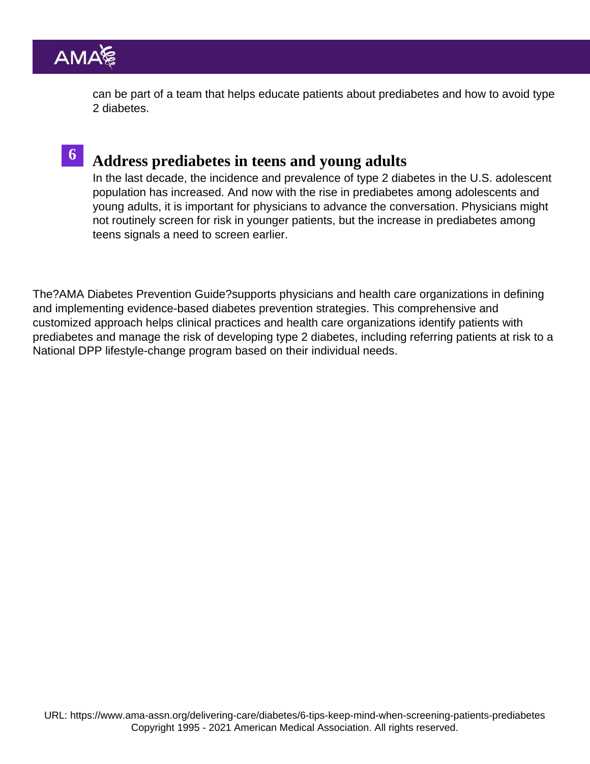can be part of a team that helps educate patients about prediabetes and how to avoid type 2 diabetes.

## 6 Address prediabetes in teens and young adults

In the last decade, the incidence and prevalence of type 2 diabetes in the U.S. adolescent population has increased. And now with the rise in prediabetes among adolescents and young adults, it is important for physicians to advance the conversation. Physicians might not routinely screen for risk in younger patients, but the increase in prediabetes among teens signals a need to screen earlier.

The?AMA Diabetes Prevention Guide?supports physicians and health care organizations in defining and implementing evidence-based diabetes prevention strategies. This comprehensive and customized approach helps clinical practices and health care organizations identify patients with prediabetes and manage the risk of developing type 2 diabetes, including referring patients at risk to a National DPP lifestyle-change program based on their individual needs.